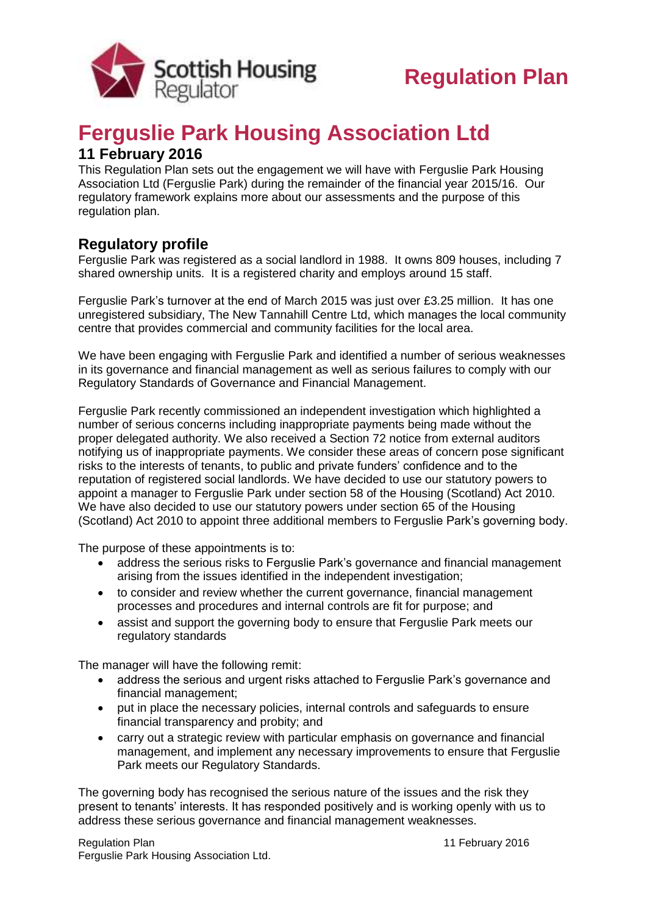Scottish Housing Regulator

# Regulation Plan

# Ferguslie Park Housing Association Ltd

## 11 February 2016

This Regulation Plan sets out the engagement we will have with Ferguslie Park Housing Association Ltd (Ferguslie Park) during the remainder of the financial year 2015/16. Our regulatory framework explains more about our assessments and the purpose of this regulation plan.

## Regulatory profile

Ferguslie Park was registered as a social landlord in 1988. It owns 809 houses, including 7 shared ownership units. It is a registered charity and employs around 15 staff.

Ferguslie Park's turnover at the end of March 2015 was just over £3.25 million. It has one unregistered subsidiary, The New Tannahill Centre Ltd, which manages the local community centre that provides commercial and community facilities for the local area.

We have been engaging with Ferguslie Park and identified a number of serious weaknesses in its governance and financial management as well as serious failures to comply with our Regulatory Standards of Governance and Financial Management.

Ferguslie Park recently commissioned an independent investigation which highlighted a number of serious concerns including inappropriate payments being made without the proper delegated authority. We also received a Section 72 notice from external auditors notifying us of inappropriate payments. We consider these areas of concern pose significant risks to the interests of tenants, to public and private funders' confidence and to the reputation of registered social landlords. We have decided to use our statutory powers to appoint a manager to Ferguslie Park under section 58 of the Housing (Scotland) Act 2010. We have also decided to use our statutory powers under section 65 of the Housing (Scotland) Act 2010 to appoint three additional members to Ferguslie Park's governing body.

The purpose of these appointments is to:

- address the serious risks to Ferguslie Park's governance and financial management arising from the issues identified in the independent investigation;
- to consider and review whether the current governance, financial management processes and procedures and internal controls are fit for purpose; and
- assist and support the governing body to ensure that Ferguslie Park meets our regulatory standards

The manager will have the following remit:

- address the serious and urgent risks attached to Ferguslie Park's governance and financial management;
- put in place the necessary policies, internal controls and safeguards to ensure financial transparency and probity; and
- carry out a strategic review with particular emphasis on governance and financial management, and implement any necessary improvements to ensure that Ferguslie Park meets our Regulatory Standards.

The governing body has recognised the serious nature of the issues and the risk they present to tenants' interests. It has responded positively and is working openly with us to address these serious governance and financial management weaknesses.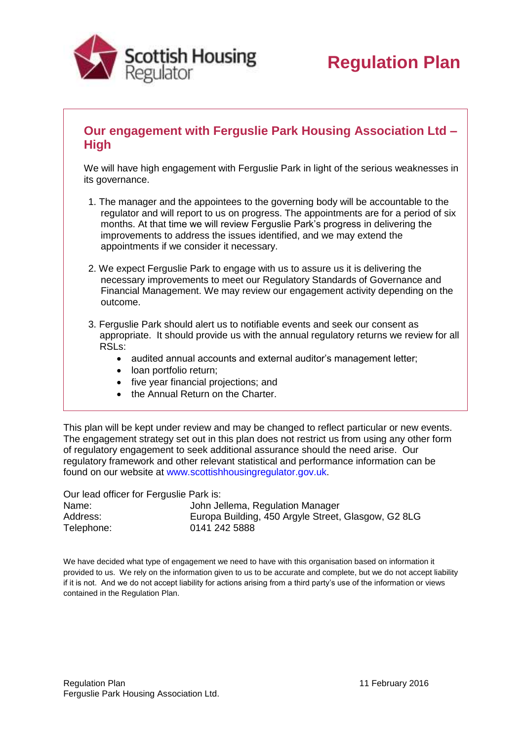# Regulation Plan

## Our engagement with Ferguslie Park Housing Association Ltd – High

We will have high engagement with Ferguslie Park in light of the serious weaknesses in its governance.

1. The manager and the appointees to the governing body will be accountable to the regulator and will report to us on progress. The appointments are for a period of six months. At that time we will review Ferguslie Park's progress in delivering the improvements to address the issues identified, and we may extend the appointments if we consider it necessary.

2. We expect Ferguslie Park to engage with us to assure us it is delivering the necessary improvements to meet our Regulatory Standards of Governance and Financial Management. We may review our engagement activity depending on the outcome.

3. Ferguslie Park should alert us to notifiable events and seek our consent as appropriate. It should provide us with the annual regulatory returns we review for all RSLs:
   - audited annual accounts and external auditor's management letter;
   - loan portfolio return;
   - five year financial projections; and
   - the Annual Return on the Charter.

This plan will be kept under review and may be changed to reflect particular or new events. The engagement strategy set out in this plan does not restrict us from using any other form of regulatory engagement to seek additional assurance should the need arise. Our regulatory framework and other relevant statistical and performance information can be found on our website at www.scottishhousingregulator.gov.uk.

Our lead officer for Ferguslie Park is:

| | |
|---|---|
| Name: | John Jellema, Regulation Manager |
| Address: | Europa Building, 450 Argyle Street, Glasgow, G2 8LG |
| Telephone: | 0141 242 5888 |

We have decided what type of engagement we need to have with this organisation based on information it provided to us. We rely on the information given to us to be accurate and complete, but we do not accept liability if it is not. And we do not accept liability for actions arising from a third party's use of the information or views contained in the Regulation Plan.

Regulation Plan
Ferguslie Park Housing Association Ltd.

11 February 2016